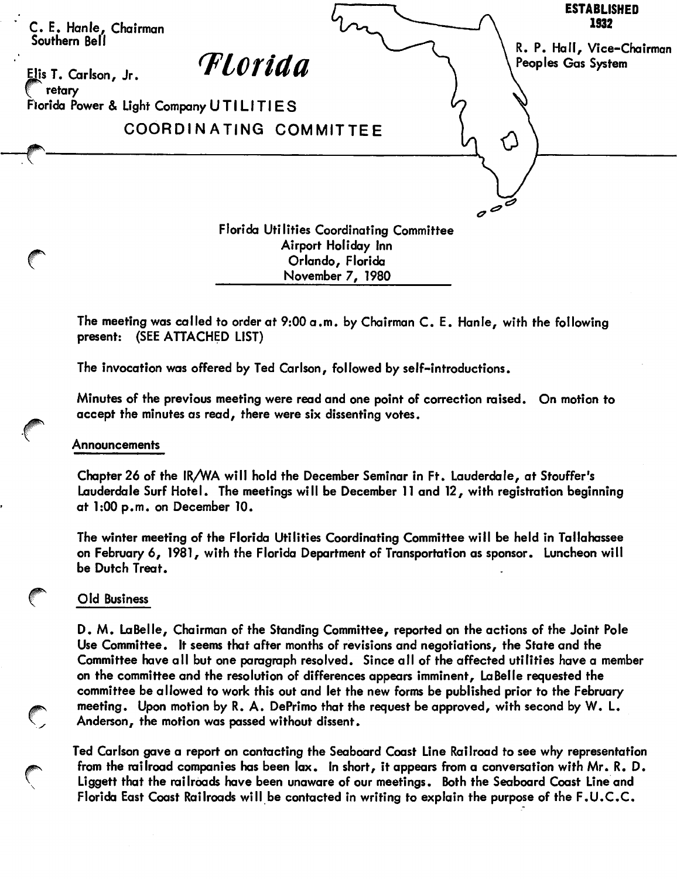C. E. Hanle, Chairman
Southern Bell

Elis T. Carlson, Jr.
Secretary
Florida Power & Light Company

# Florida UTILITIES COORDINATING COMMITTEE

**ESTABLISHED 1932**

R. P. Hall, Vice-Chairman
Peoples Gas System

---

Florida Utilities Coordinating Committee
Airport Holiday Inn
Orlando, Florida
November 7, 1980

The meeting was called to order at 9:00 a.m. by Chairman C. E. Hanle, with the following present: (SEE ATTACHED LIST)

The invocation was offered by Ted Carlson, followed by self-introductions.

Minutes of the previous meeting were read and one point of correction raised. On motion to accept the minutes as read, there were six dissenting votes.

## Announcements

Chapter 26 of the IR/WA will hold the December Seminar in Ft. Lauderdale, at Stouffer's Lauderdale Surf Hotel. The meetings will be December 11 and 12, with registration beginning at 1:00 p.m. on December 10.

The winter meeting of the Florida Utilities Coordinating Committee will be held in Tallahassee on February 6, 1981, with the Florida Department of Transportation as sponsor. Luncheon will be Dutch Treat.

## Old Business

D. M. LaBelle, Chairman of the Standing Committee, reported on the actions of the Joint Pole Use Committee. It seems that after months of revisions and negotiations, the State and the Committee have all but one paragraph resolved. Since all of the affected utilities have a member on the committee and the resolution of differences appears imminent, LaBelle requested the committee be allowed to work this out and let the new forms be published prior to the February meeting. Upon motion by R. A. DePrimo that the request be approved, with second by W. L. Anderson, the motion was passed without dissent.

Ted Carlson gave a report on contacting the Seaboard Coast Line Railroad to see why representation from the railroad companies has been lax. In short, it appears from a conversation with Mr. R. D. Liggett that the railroads have been unaware of our meetings. Both the Seaboard Coast Line and Florida East Coast Railroads will be contacted in writing to explain the purpose of the F.U.C.C.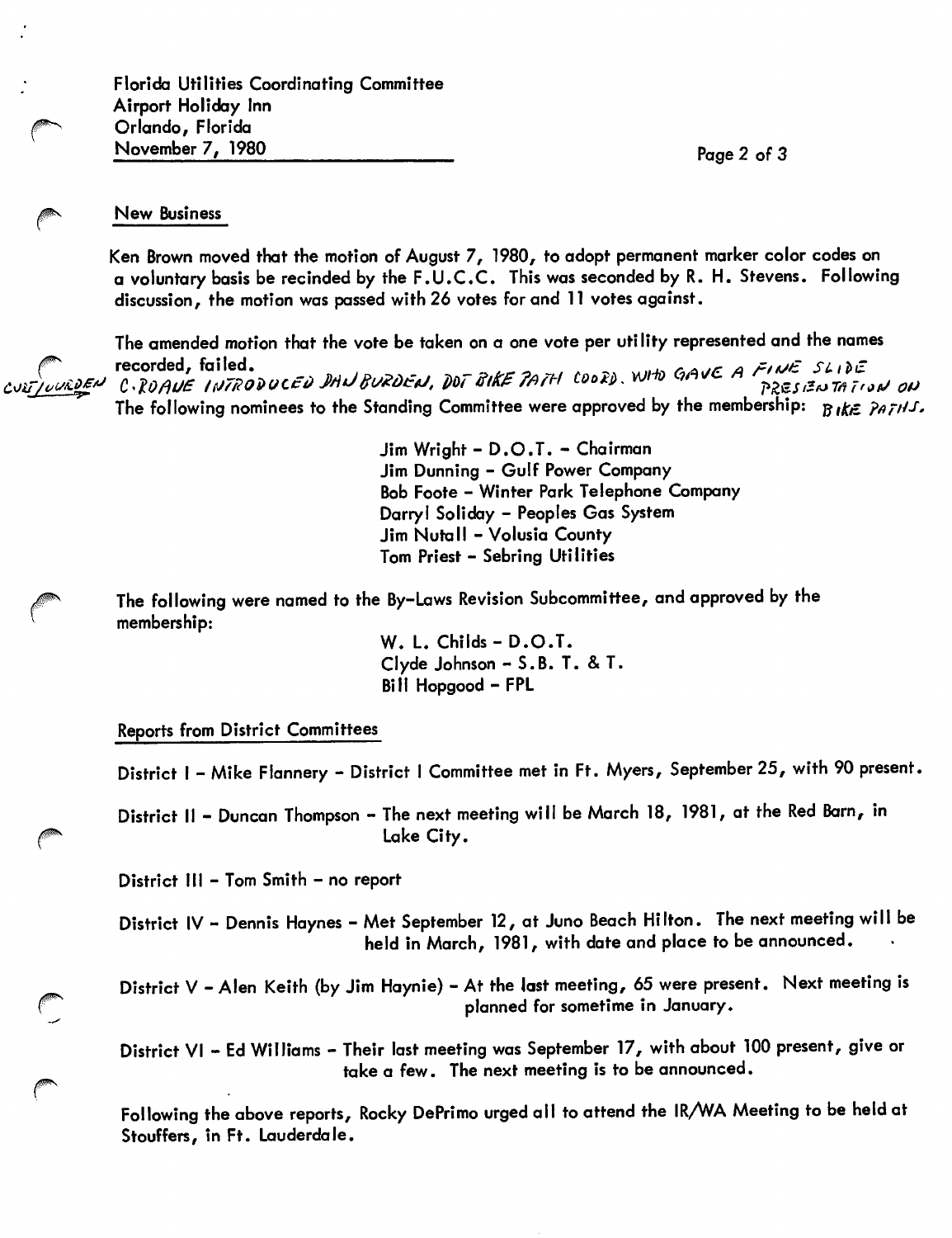Florida Utilities Coordinating Committee
Airport Holiday Inn
Orlando, Florida
November 7, 1980

## New Business

Ken Brown moved that the motion of August 7, 1980, to adopt permanent marker color codes on a voluntary basis be recinded by the F.U.C.C. This was seconded by R. H. Stevens. Following discussion, the motion was passed with 26 votes for and 11 votes against.

The amended motion that the vote be taken on a one vote per utility represented and the names recorded, failed.

CUT/BURDEN C. ROAUE INTRODUCED DAN BURDEN, DOT BIKE PATH COORD. WHO GAVE A FINE SLIDE PRESENTATION ON BIKE PATHS.

The following nominees to the Standing Committee were approved by the membership:

- Jim Wright - D.O.T. - Chairman
- Jim Dunning - Gulf Power Company
- Bob Foote - Winter Park Telephone Company
- Darryl Soliday - Peoples Gas System
- Jim Nutall - Volusia County
- Tom Priest - Sebring Utilities

The following were named to the By-Laws Revision Subcommittee, and approved by the membership:

- W. L. Childs - D.O.T.
- Clyde Johnson - S.B. T. & T.
- Bill Hopgood - FPL

## Reports from District Committees

District I - Mike Flannery - District I Committee met in Ft. Myers, September 25, with 90 present.

District II - Duncan Thompson - The next meeting will be March 18, 1981, at the Red Barn, in Lake City.

District III - Tom Smith - no report

District IV - Dennis Haynes - Met September 12, at Juno Beach Hilton. The next meeting will be held in March, 1981, with date and place to be announced.

District V - Alen Keith (by Jim Haynie) - At the last meeting, 65 were present. Next meeting is planned for sometime in January.

District VI - Ed Williams - Their last meeting was September 17, with about 100 present, give or take a few. The next meeting is to be announced.

Following the above reports, Rocky DePrimo urged all to attend the IR/WA Meeting to be held at Stouffers, in Ft. Lauderdale.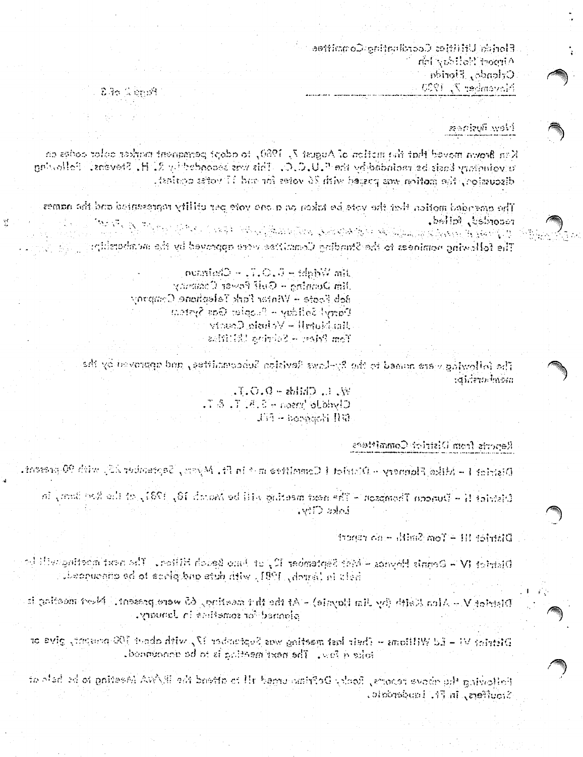## New Business

Ken Brown moved that the motion of August 7, 1980, to adopt permanent marker color codes on a voluntary basis be rescinded by the F.U.C.C. This was seconded by R. H. Stevens. Following discussion, the motion was passed with 26 votes for and 11 votes against.

The amended motion that the vote be taken on a one vote per utility represented and the names recorded, failed.

The following nominees to the Standing Committee were approved by the membership:

- Jim Wright - D.O.T. - Chairman
- Jim Dunning - Gulf Power Company
- Bob Foote - Winter Park Telephone Company
- Darryl Sollday - Peoples Gas System
- Jim Murrell - Volusia County
- Tom Price - Sebring Utilities

The following were named to the By-Laws Revision Subcommittee, and approved by the membership:

- W. L. Childs - D.O.T.
- Clyde Johnson - S.B.T. & T.
- Bill Hopgood - FPL

## Reports from District Committees

District I - Mike Flannery - District I Committee met in Ft. Myers, September 25, with 90 present.

District II - Duncan Thompson - The next meeting will be March 10, 1981, at the Ramada, in Lake City.

District III - Tom Smith - no report

District IV - Dennis Haynes - Met September 12, at Palm Beach Hilton. The next meeting will be held in March, 1981, with date and place to be announced.

District V - Alan Keith (by Jim Haynie) - At the last meeting, 65 were present. Next meeting is planned for sometime in January.

District VI - Ed Williams - Their last meeting was September 17, with about 100 present, give or take a few. The next meeting is to be announced.

Following the above reports, Rocky DeFrino urged all to attend the RI/WA Meeting to be held at Stouffers, in Ft. Lauderdale.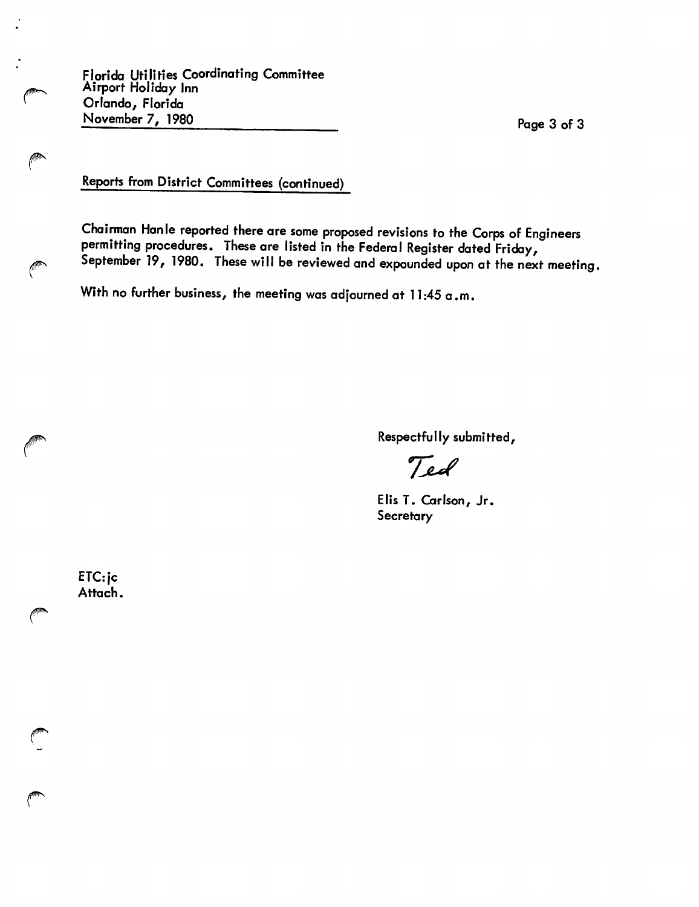Florida Utilities Coordinating Committee
Airport Holiday Inn
Orlando, Florida
November 7, 1980

## Reports from District Committees (continued)

Chairman Hanle reported there are some proposed revisions to the Corps of Engineers permitting procedures. These are listed in the Federal Register dated Friday, September 19, 1980. These will be reviewed and expounded upon at the next meeting.

With no further business, the meeting was adjourned at 11:45 a.m.

Respectfully submitted,

Ted

Elis T. Carlson, Jr.
Secretary

ETC:jc
Attach.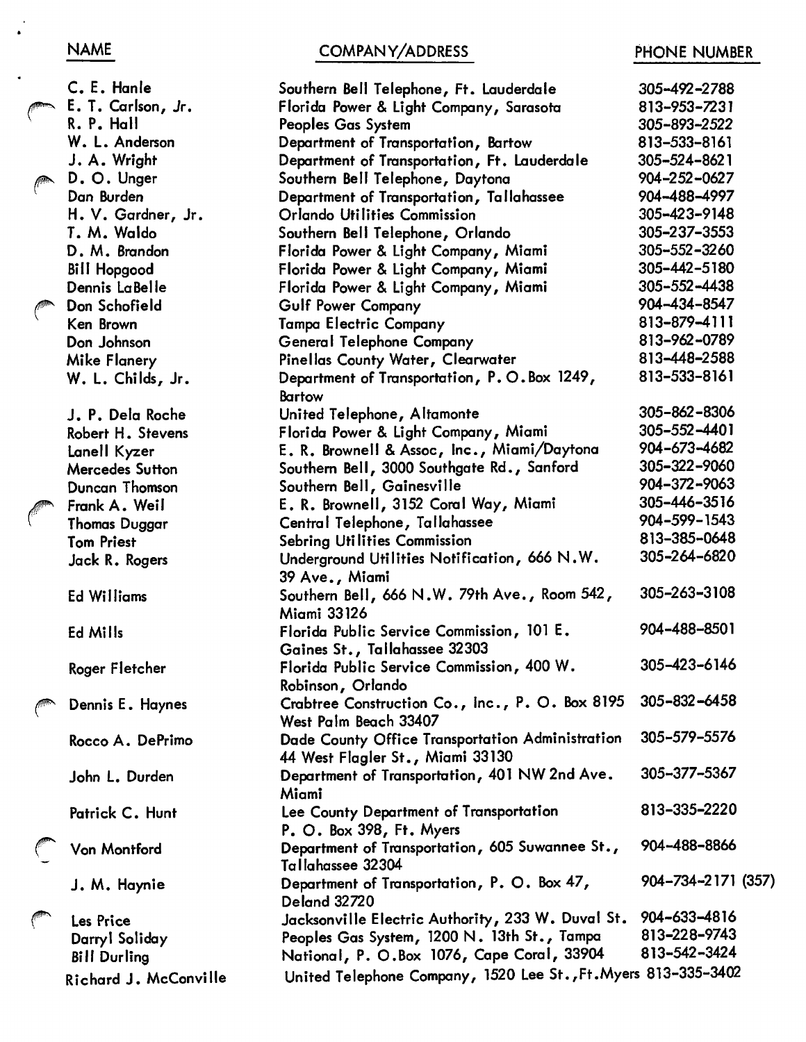| NAME | COMPANY/ADDRESS | PHONE NUMBER |
|---|---|---|
| C. E. Hanle | Southern Bell Telephone, Ft. Lauderdale | 305-492-2788 |
| E. T. Carlson, Jr. | Florida Power & Light Company, Sarasota | 813-953-7231 |
| R. P. Hall | Peoples Gas System | 305-893-2522 |
| W. L. Anderson | Department of Transportation, Bartow | 813-533-8161 |
| J. A. Wright | Department of Transportation, Ft. Lauderdale | 305-524-8621 |
| D. O. Unger | Southern Bell Telephone, Daytona | 904-252-0627 |
| Dan Burden | Department of Transportation, Tallahassee | 904-488-4997 |
| H. V. Gardner, Jr. | Orlando Utilities Commission | 305-423-9148 |
| T. M. Waldo | Southern Bell Telephone, Orlando | 305-237-3553 |
| D. M. Brandon | Florida Power & Light Company, Miami | 305-552-3260 |
| Bill Hopgood | Florida Power & Light Company, Miami | 305-442-5180 |
| Dennis LaBelle | Florida Power & Light Company, Miami | 305-552-4438 |
| Don Schofield | Gulf Power Company | 904-434-8547 |
| Ken Brown | Tampa Electric Company | 813-879-4111 |
| Don Johnson | General Telephone Company | 813-962-0789 |
| Mike Flanery | Pinellas County Water, Clearwater | 813-448-2588 |
| W. L. Childs, Jr. | Department of Transportation, P. O. Box 1249, Bartow | 813-533-8161 |
| J. P. Dela Roche | United Telephone, Altamonte | 305-862-8306 |
| Robert H. Stevens | Florida Power & Light Company, Miami | 305-552-4401 |
| Lanell Kyzer | E. R. Brownell & Assoc, Inc., Miami/Daytona | 904-673-4682 |
| Mercedes Sutton | Southern Bell, 3000 Southgate Rd., Sanford | 305-322-9060 |
| Duncan Thomson | Southern Bell, Gainesville | 904-372-9063 |
| Frank A. Weil | E. R. Brownell, 3152 Coral Way, Miami | 305-446-3516 |
| Thomas Duggar | Central Telephone, Tallahassee | 904-599-1543 |
| Tom Priest | Sebring Utilities Commission | 813-385-0648 |
| Jack R. Rogers | Underground Utilities Notification, 666 N.W. 39 Ave., Miami | 305-264-6820 |
| Ed Williams | Southern Bell, 666 N.W. 79th Ave., Room 542, Miami 33126 | 305-263-3108 |
| Ed Mills | Florida Public Service Commission, 101 E. Gaines St., Tallahassee 32303 | 904-488-8501 |
| Roger Fletcher | Florida Public Service Commission, 400 W. Robinson, Orlando | 305-423-6146 |
| Dennis E. Haynes | Crabtree Construction Co., Inc., P. O. Box 8195 West Palm Beach 33407 | 305-832-6458 |
| Rocco A. DePrimo | Dade County Office Transportation Administration 44 West Flagler St., Miami 33130 | 305-579-5576 |
| John L. Durden | Department of Transportation, 401 NW 2nd Ave. Miami | 305-377-5367 |
| Patrick C. Hunt | Lee County Department of Transportation P. O. Box 398, Ft. Myers | 813-335-2220 |
| Von Montford | Department of Transportation, 605 Suwannee St., Tallahassee 32304 | 904-488-8866 |
| J. M. Haynie | Department of Transportation, P. O. Box 47, Deland 32720 | 904-734-2171 (357) |
| Les Price | Jacksonville Electric Authority, 233 W. Duval St. | 904-633-4816 |
| Darryl Soliday | Peoples Gas System, 1200 N. 13th St., Tampa | 813-228-9743 |
| Bill Durling | National, P. O. Box 1076, Cape Coral, 33904 | 813-542-3424 |
| Richard J. McConville | United Telephone Company, 1520 Lee St., Ft. Myers | 813-335-3402 |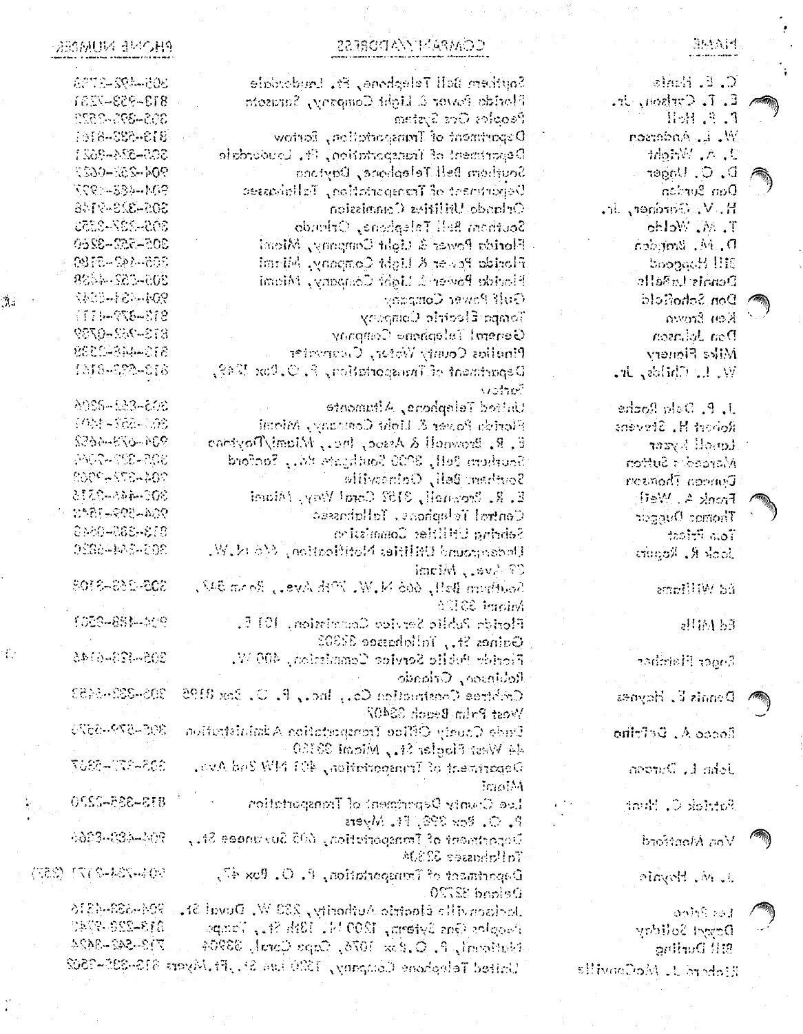| NAME | COMPANY/ADDRESS | PHONE NUMBER |
| --- | --- | --- |
| C. E. Hanis | Southern Bell Telephone, Ft. Lauderdale | 305-492-5755 |
| E. T. Carlson, Jr. | Florida Power & Light Company, Sarasota | 813-953-2351 |
| F. F. Hall | Peoples Gas System | 305-895-0520 |
| W. L. Anderson | Department of Transportation, Bartow | 813-533-8161 |
| J. A. Wright | Department of Transportation, Ft. Lauderdale | 305-524-8621 |
| D. C. Unger | Southern Bell Telephone, Daytona | 904-255-0657 |
| Don Burdon | Department of Transportation, Tallahassee | 904-488-4997 |
| H. V. Gardner, Jr. | Orlando Utilities Commission | 305-423-9146 |
| T. M. Welde | Southern Bell Telephone, Orlando | 305-425-3350 |
| D. M. Bogden | Florida Power & Light Company, Miami | 305-552-3260 |
| Bill Hapgood | Florida Power & Light Company, Miami | 305-442-5180 |
| Dennis LaBelle | Florida Power & Light Company, Miami | 305-552-4438 |
| Don Schofield | Gulf Power Company | 904-434-8341 |
| Ken Brown | Tampa Electric Company | 813-879-4111 |
| Dan Johnson | General Telephone Company | 813-442-0799 |
| Mike Flanery | Pinellas County Water, Clearwater | 813-448-2339 |
| W. L. Childs, Jr. | Department of Transportation, P. O. Box 1249, Bartow | 813-533-8161 |
| J. P. Dale Roche | United Telephone, Altamonte | 305-831-2206 |
| Robert H. Stevens | Florida Power & Light Company, Miami | 305-552-4401 |
| Lowell Lyster | E. R. Brownell & Assoc., Inc., Miami/Daytona | 904-673-4652 |
| Mercedes Sutton | Southern Bell, 2900 Southgate Rd., Sanford | 305-323-7044 |
| Duncan Thomson | Southern Bell, Gainesville | 904-372-7909 |
| Frank A. Wall | E. R. Brownell, 2152 Coral Way, Miami | 305-444-5315 |
| Thomas Dugger | Central Telephone, Tallahassee | 904-599-1845 |
| Tom Prieat | Sebring Utilities Commission | 813-385-0446 |
| Jack R. Rogers | Underground Utilities Notification, 446 N.W. 27 Ave., Miami | 305-644-6820 |
| Ed Williams | Southern Bell, 666 N.W. 79th Ave., Room 542, Miami 33126 | 305-263-3108 |
| Ed Mills | Florida Public Service Commission, 101 E. Gaines St., Tallahassee 32303 | 904-488-8501 |
| Roger Fletcher | Florida Public Service Commission, 400 W. Robinson, Orlando | 305-423-6146 |
| Dennis E. Haynes | Crabtree Construction Co., Inc., P. O. Box 8195 West Palm Beach 33407 | 305-833-4483 |
| Rocco A. DeFrino | Dade County Office Transportation Administration 44 West Flagler St., Miami 33130 | 305-579-5375 |
| John L. Duncan | Department of Transportation, 401 NW 2nd Ave., Miami | 305-377-5867 |
| Patrick C. Hunt | Lee County Department of Transportation P. O. Box 398, Ft. Myers | 813-335-2220 |
| Von Montford | Department of Transportation, 605 Suwannee St., Tallahassee 32304 | 904-488-8966 |
| J. M. Hoyale | Department of Transportation, P. O. Box 47, Deland 32720 | 904-734-2171 (257) |
| Lee Price | Jacksonville Electric Authority, 233 W. Duval St. | 904-633-4516 |
| Roger Solliday | Peoples Gas System, 1200 N. 13th St., Tampa | 813-228-4740 |
| Bill Durling | Radiant, P. O. Box 1076, Cape Coral, 33904 | 813-542-4424 |
| Richard J. McConville | United Telephone Company, 1520 Lee St., Ft. Myers | 813-335-3502 |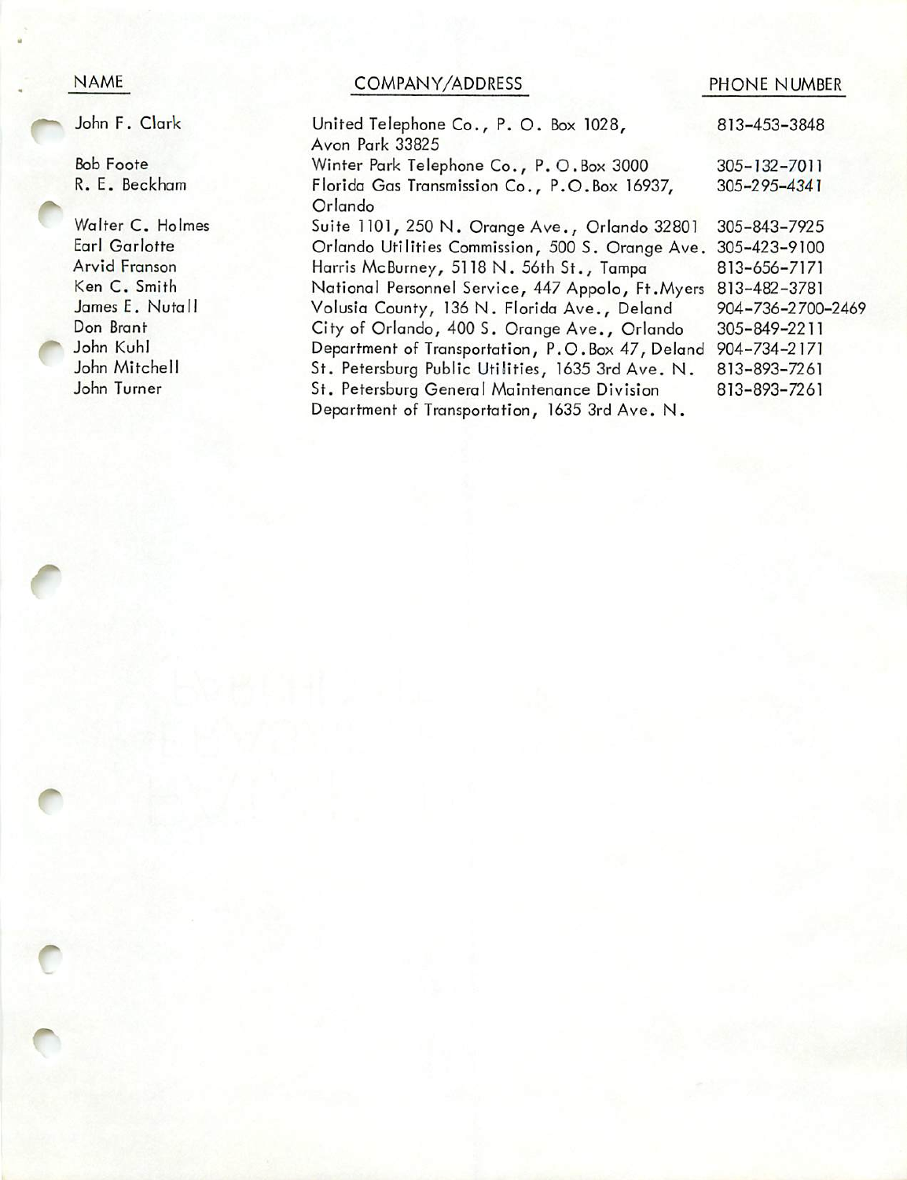| NAME | COMPANY/ADDRESS | PHONE NUMBER |
|---|---|---|
| John F. Clark | United Telephone Co., P. O. Box 1028, Avon Park 33825 | 813-453-3848 |
| Bob Foote | Winter Park Telephone Co., P. O. Box 3000 | 305-132-7011 |
| R. E. Beckham | Florida Gas Transmission Co., P.O. Box 16937, Orlando | 305-295-4341 |
| Walter C. Holmes | Suite 1101, 250 N. Orange Ave., Orlando 32801 | 305-843-7925 |
| Earl Garlotte | Orlando Utilities Commission, 500 S. Orange Ave. | 305-423-9100 |
| Arvid Franson | Harris McBurney, 5118 N. 56th St., Tampa | 813-656-7171 |
| Ken C. Smith | National Personnel Service, 447 Appolo, Ft. Myers | 813-482-3781 |
| James E. Nutall | Volusia County, 136 N. Florida Ave., Deland | 904-736-2700-2469 |
| Don Brant | City of Orlando, 400 S. Orange Ave., Orlando | 305-849-2211 |
| John Kuhl | Department of Transportation, P.O. Box 47, Deland | 904-734-2171 |
| John Mitchell | St. Petersburg Public Utilities, 1635 3rd Ave. N. | 813-893-7261 |
| John Turner | St. Petersburg General Maintenance Division Department of Transportation, 1635 3rd Ave. N. | 813-893-7261 |